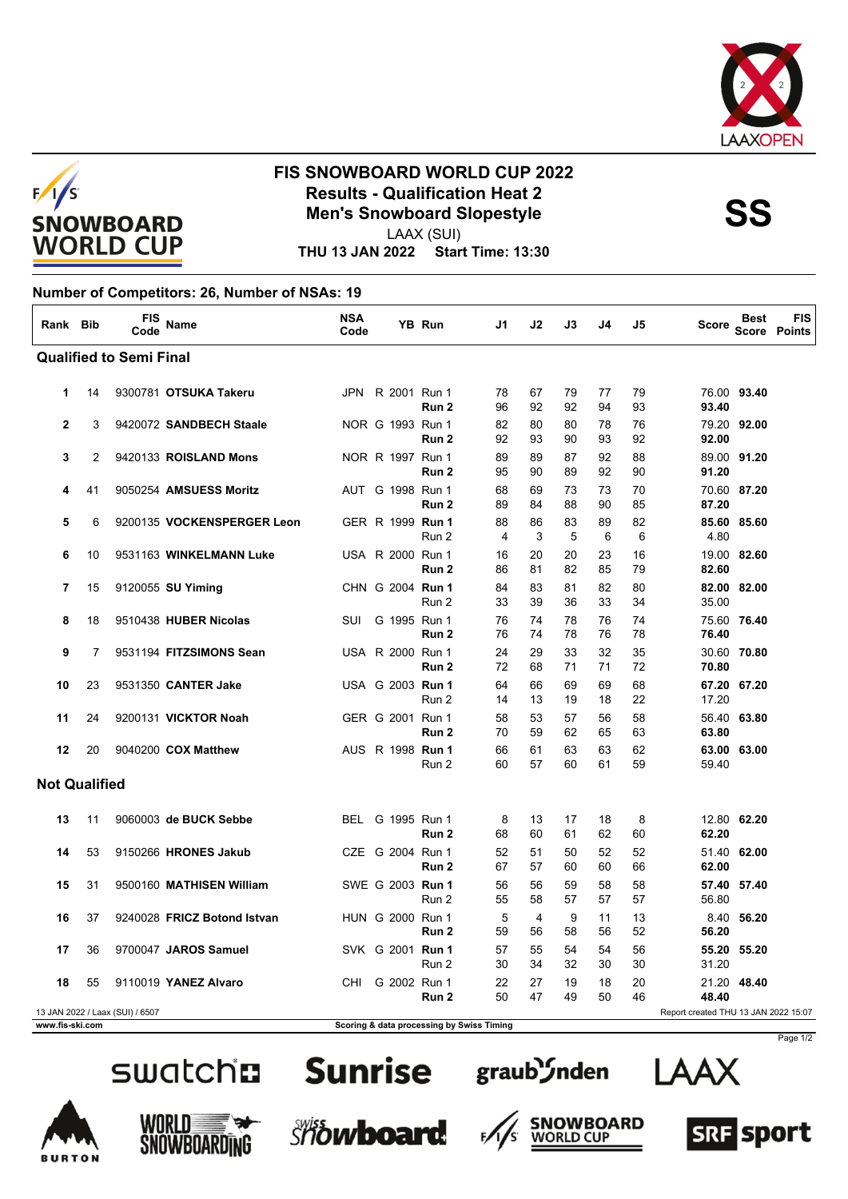# FIS SNOWBOARD WORLD CUP 2022

## Results - Qualification Heat 2

## Men's Snowboard Slopestyle

**SS**

LAAX (SUI)

**THU 13 JAN 2022 Start Time: 13:30**

**Number of Competitors: 26, Number of NSAs: 19**

| Rank | Bib | FIS Code | Name | NSA Code | | YB | Run | J1 | J2 | J3 | J4 | J5 | Score | Best Score | FIS Points |
|---|---|---|---|---|---|---|---|---|---|---|---|---|---|---|---|
| **Qualified to Semi Final** | | | | | | | | | | | | | | | |
| 1 | 14 | 9300781 | **OTSUKA Takeru** | JPN | R | 2001 | Run 1 | 78 | 67 | 79 | 77 | 79 | 76.00 | **93.40** | |
| | | | | | | | **Run 2** | 96 | 92 | 92 | 94 | 93 | **93.40** | | |
| 2 | 3 | 9420072 | **SANDBECH Staale** | NOR | G | 1993 | Run 1 | 82 | 80 | 80 | 78 | 76 | 79.20 | **92.00** | |
| | | | | | | | **Run 2** | 92 | 93 | 90 | 93 | 92 | **92.00** | | |
| 3 | 2 | 9420133 | **ROISLAND Mons** | NOR | R | 1997 | Run 1 | 89 | 89 | 87 | 92 | 88 | 89.00 | **91.20** | |
| | | | | | | | **Run 2** | 95 | 90 | 89 | 92 | 90 | **91.20** | | |
| 4 | 41 | 9050254 | **AMSUESS Moritz** | AUT | G | 1998 | Run 1 | 68 | 69 | 73 | 73 | 70 | 70.60 | **87.20** | |
| | | | | | | | **Run 2** | 89 | 84 | 88 | 90 | 85 | **87.20** | | |
| 5 | 6 | 9200135 | **VOCKENSPERGER Leon** | GER | R | 1999 | **Run 1** | 88 | 86 | 83 | 89 | 82 | **85.60** | **85.60** | |
| | | | | | | | Run 2 | 4 | 3 | 5 | 6 | 6 | 4.80 | | |
| 6 | 10 | 9531163 | **WINKELMANN Luke** | USA | R | 2000 | Run 1 | 16 | 20 | 20 | 23 | 16 | 19.00 | **82.60** | |
| | | | | | | | **Run 2** | 86 | 81 | 82 | 85 | 79 | **82.60** | | |
| 7 | 15 | 9120055 | **SU Yiming** | CHN | G | 2004 | **Run 1** | 84 | 83 | 81 | 82 | 80 | **82.00** | **82.00** | |
| | | | | | | | Run 2 | 33 | 39 | 36 | 33 | 34 | 35.00 | | |
| 8 | 18 | 9510438 | **HUBER Nicolas** | SUI | G | 1995 | Run 1 | 76 | 74 | 78 | 76 | 74 | 75.60 | **76.40** | |
| | | | | | | | **Run 2** | 76 | 74 | 78 | 76 | 78 | **76.40** | | |
| 9 | 7 | 9531194 | **FITZSIMONS Sean** | USA | R | 2000 | Run 1 | 24 | 29 | 33 | 32 | 35 | 30.60 | **70.80** | |
| | | | | | | | **Run 2** | 72 | 68 | 71 | 71 | 72 | **70.80** | | |
| 10 | 23 | 9531350 | **CANTER Jake** | USA | G | 2003 | **Run 1** | 64 | 66 | 69 | 69 | 68 | **67.20** | **67.20** | |
| | | | | | | | Run 2 | 14 | 13 | 19 | 18 | 22 | 17.20 | | |
| 11 | 24 | 9200131 | **VICKTOR Noah** | GER | G | 2001 | Run 1 | 58 | 53 | 57 | 56 | 58 | 56.40 | **63.80** | |
| | | | | | | | **Run 2** | 70 | 59 | 62 | 65 | 63 | **63.80** | | |
| 12 | 20 | 9040200 | **COX Matthew** | AUS | R | 1998 | **Run 1** | 66 | 61 | 63 | 63 | 62 | **63.00** | **63.00** | |
| | | | | | | | Run 2 | 60 | 57 | 60 | 61 | 59 | 59.40 | | |
| **Not Qualified** | | | | | | | | | | | | | | | |
| 13 | 11 | 9060003 | **de BUCK Sebbe** | BEL | G | 1995 | Run 1 | 8 | 13 | 17 | 18 | 8 | 12.80 | **62.20** | |
| | | | | | | | **Run 2** | 68 | 60 | 61 | 62 | 60 | **62.20** | | |
| 14 | 53 | 9150266 | **HRONES Jakub** | CZE | G | 2004 | Run 1 | 52 | 51 | 50 | 52 | 52 | 51.40 | **62.00** | |
| | | | | | | | **Run 2** | 67 | 57 | 60 | 60 | 66 | **62.00** | | |
| 15 | 31 | 9500160 | **MATHISEN William** | SWE | G | 2003 | **Run 1** | 56 | 56 | 59 | 58 | 58 | **57.40** | **57.40** | |
| | | | | | | | Run 2 | 55 | 58 | 57 | 57 | 57 | 56.80 | | |
| 16 | 37 | 9240028 | **FRICZ Botond Istvan** | HUN | G | 2000 | Run 1 | 5 | 4 | 9 | 11 | 13 | 8.40 | **56.20** | |
| | | | | | | | **Run 2** | 59 | 56 | 58 | 56 | 52 | **56.20** | | |
| 17 | 36 | 9700047 | **JAROS Samuel** | SVK | G | 2001 | **Run 1** | 57 | 55 | 54 | 54 | 56 | **55.20** | **55.20** | |
| | | | | | | | Run 2 | 30 | 34 | 32 | 30 | 30 | 31.20 | | |
| 18 | 55 | 9110019 | **YANEZ Alvaro** | CHI | G | 2002 | Run 1 | 22 | 27 | 19 | 18 | 20 | 21.20 | **48.40** | |
| | | | | | | | **Run 2** | 50 | 47 | 49 | 50 | 46 | **48.40** | | |

13 JAN 2022 / Laax (SUI) / 6507

Report created THU 13 JAN 2022 15:07

www.fis-ski.com

Scoring & data processing by Swiss Timing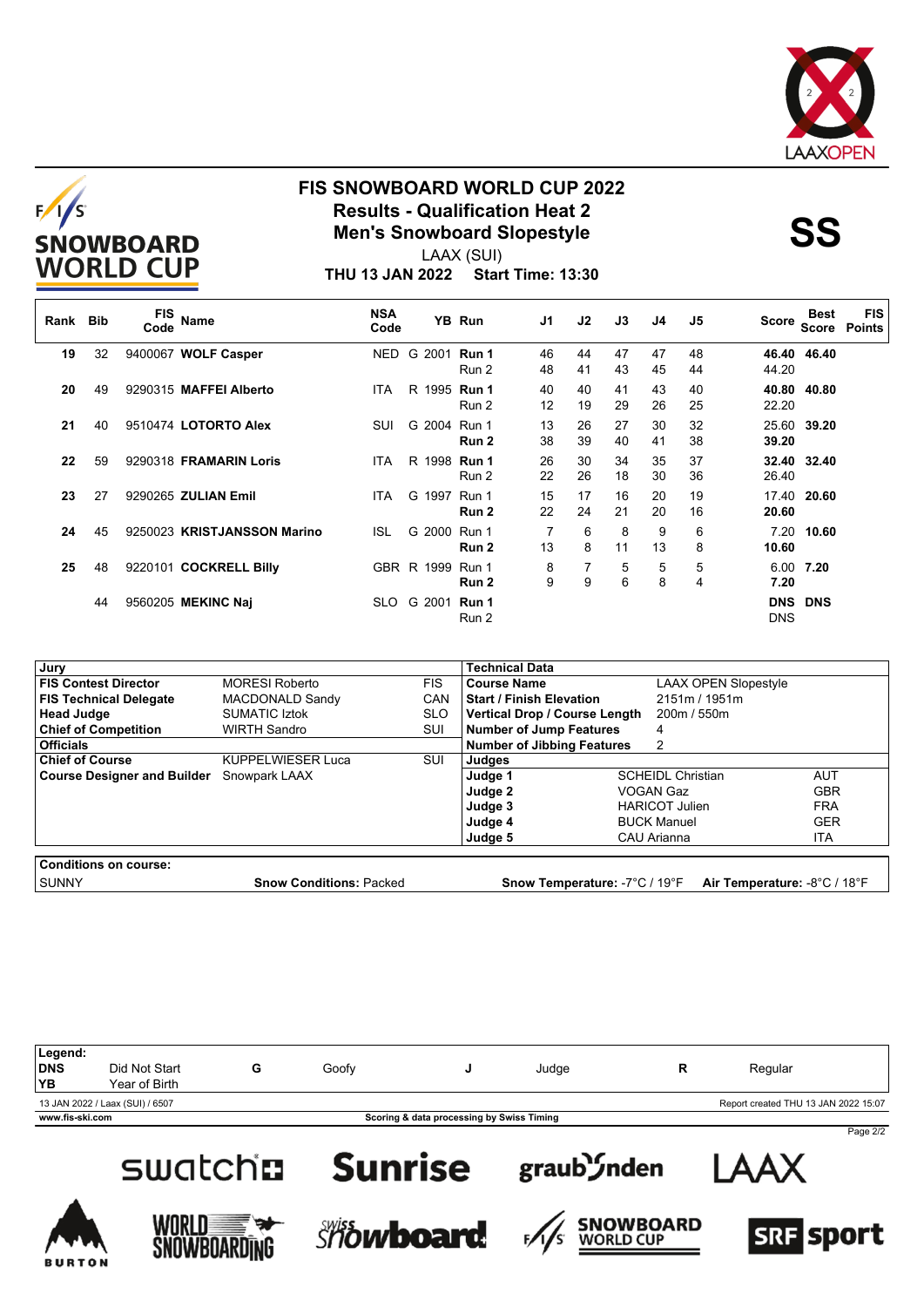# FIS SNOWBOARD WORLD CUP 2022

## Results - Qualification Heat 2

## Men's Snowboard Slopestyle

LAAX (SUI)

**THU 13 JAN 2022 Start Time: 13:30**

**SS**

| Rank | Bib | FIS Code | Name | NSA Code | | YB | Run | J1 | J2 | J3 | J4 | J5 | Score | Best Score | FIS Points |
|---|---|---|---|---|---|---|---|---|---|---|---|---|---|---|---|
| 19 | 32 | 9400067 | **WOLF Casper** | NED | G | 2001 | **Run 1** | 46 | 44 | 47 | 47 | 48 | **46.40** | **46.40** | |
| | | | | | | | Run 2 | 48 | 41 | 43 | 45 | 44 | 44.20 | | |
| 20 | 49 | 9290315 | **MAFFEI Alberto** | ITA | R | 1995 | **Run 1** | 40 | 40 | 41 | 43 | 40 | **40.80** | **40.80** | |
| | | | | | | | Run 2 | 12 | 19 | 29 | 26 | 25 | 22.20 | | |
| 21 | 40 | 9510474 | **LOTORTO Alex** | SUI | G | 2004 | Run 1 | 13 | 26 | 27 | 30 | 32 | 25.60 | **39.20** | |
| | | | | | | | **Run 2** | 38 | 39 | 40 | 41 | 38 | **39.20** | | |
| 22 | 59 | 9290318 | **FRAMARIN Loris** | ITA | R | 1998 | **Run 1** | 26 | 30 | 34 | 35 | 37 | **32.40** | **32.40** | |
| | | | | | | | Run 2 | 22 | 26 | 18 | 30 | 36 | 26.40 | | |
| 23 | 27 | 9290265 | **ZULIAN Emil** | ITA | G | 1997 | Run 1 | 15 | 17 | 16 | 20 | 19 | 17.40 | **20.60** | |
| | | | | | | | **Run 2** | 22 | 24 | 21 | 20 | 16 | **20.60** | | |
| 24 | 45 | 9250023 | **KRISTJANSSON Marino** | ISL | G | 2000 | Run 1 | 7 | 6 | 8 | 9 | 6 | 7.20 | **10.60** | |
| | | | | | | | **Run 2** | 13 | 8 | 11 | 13 | 8 | **10.60** | | |
| 25 | 48 | 9220101 | **COCKRELL Billy** | GBR | R | 1999 | Run 1 | 8 | 7 | 5 | 5 | 5 | 6.00 | **7.20** | |
| | | | | | | | **Run 2** | 9 | 9 | 6 | 8 | 4 | **7.20** | | |
| | 44 | 9560205 | **MEKINC Naj** | SLO | G | 2001 | **Run 1** | | | | | | **DNS** | **DNS** | |
| | | | | | | | Run 2 | | | | | | DNS | | |

| Jury | | |
|---|---|---|
| **FIS Contest Director** | MORESI Roberto | FIS |
| **FIS Technical Delegate** | MACDONALD Sandy | CAN |
| **Head Judge** | SUMATIC Iztok | SLO |
| **Chief of Competition** | WIRTH Sandro | SUI |
| **Officials** | | |
| **Chief of Course** | KUPPELWIESER Luca | SUI |
| **Course Designer and Builder** | Snowpark LAAX | |

| Technical Data | |
|---|---|
| **Course Name** | LAAX OPEN Slopestyle |
| **Start / Finish Elevation** | 2151m / 1951m |
| **Vertical Drop / Course Length** | 200m / 550m |
| **Number of Jump Features** | 4 |
| **Number of Jibbing Features** | 2 |

| Judges | | |
|---|---|---|
| **Judge 1** | SCHEIDL Christian | AUT |
| **Judge 2** | VOGAN Gaz | GBR |
| **Judge 3** | HARICOT Julien | FRA |
| **Judge 4** | BUCK Manuel | GER |
| **Judge 5** | CAU Arianna | ITA |

**Conditions on course:**

SUNNY | **Snow Conditions:** Packed | **Snow Temperature:** -7°C / 19°F | **Air Temperature:** -8°C / 18°F

| Legend: | | | | | | | |
|---|---|---|---|---|---|---|---|
| **DNS** | Did Not Start | **G** | Goofy | **J** | Judge | **R** | Regular |
| **YB** | Year of Birth | | | | | | |

13 JAN 2022 / Laax (SUI) / 6507 — Report created THU 13 JAN 2022 15:07

www.fis-ski.com — Scoring & data processing by Swiss Timing